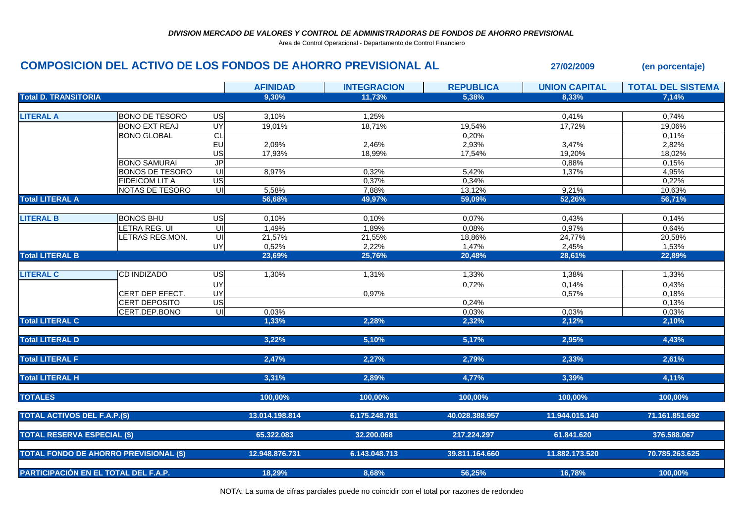*DIVISION MERCADO DE VALORES Y CONTROL DE ADMINISTRADORAS DE FONDOS DE AHORRO PREVISIONAL*

Área de Control Operacional - Departamento de Control Financiero

## COMPOSICION DEL ACTIVO DE LOS FONDOS DE AHORRO PREVISIONAL AL 27/02/2009 (en porcentaje)

| | | | AFINIDAD | INTEGRACION | REPUBLICA | UNION CAPITAL | TOTAL DEL SISTEMA |
|---|---|---|---|---|---|---|---|
| **Total D. TRANSITORIA** | | | **9,30%** | **11,73%** | **5,38%** | **8,33%** | **7,14%** |
| **LITERAL A** | BONO DE TESORO | US | 3,10% | 1,25% | | 0,41% | 0,74% |
| | BONO EXT REAJ | UY | 19,01% | 18,71% | 19,54% | 17,72% | 19,06% |
| | BONO GLOBAL | CL | | | 0,20% | | 0,11% |
| | | EU | 2,09% | 2,46% | 2,93% | 3,47% | 2,82% |
| | | US | 17,93% | 18,99% | 17,54% | 19,20% | 18,02% |
| | BONO SAMURAI | JP | | | | 0,88% | 0,15% |
| | BONOS DE TESORO | UI | 8,97% | 0,32% | 5,42% | 1,37% | 4,95% |
| | FIDEICOM LIT A | US | | 0,37% | 0,34% | | 0,22% |
| | NOTAS DE TESORO | UI | 5,58% | 7,88% | 13,12% | 9,21% | 10,63% |
| **Total LITERAL A** | | | **56,68%** | **49,97%** | **59,09%** | **52,26%** | **56,71%** |
| **LITERAL B** | BONOS BHU | US | 0,10% | 0,10% | 0,07% | 0,43% | 0,14% |
| | LETRA REG. UI | UI | 1,49% | 1,89% | 0,08% | 0,97% | 0,64% |
| | LETRAS REG.MON. | UI | 21,57% | 21,55% | 18,86% | 24,77% | 20,58% |
| | | UY | 0,52% | 2,22% | 1,47% | 2,45% | 1,53% |
| **Total LITERAL B** | | | **23,69%** | **25,76%** | **20,48%** | **28,61%** | **22,89%** |
| **LITERAL C** | CD INDIZADO | US | 1,30% | 1,31% | 1,33% | 1,38% | 1,33% |
| | | UY | | | 0,72% | 0,14% | 0,43% |
| | CERT DEP EFECT. | UY | | 0,97% | | 0,57% | 0,18% |
| | CERT DEPOSITO | US | | | 0,24% | | 0,13% |
| | CERT.DEP.BONO | UI | 0,03% | | 0,03% | 0,03% | 0,03% |
| **Total LITERAL C** | | | **1,33%** | **2,28%** | **2,32%** | **2,12%** | **2,10%** |
| **Total LITERAL D** | | | **3,22%** | **5,10%** | **5,17%** | **2,95%** | **4,43%** |
| **Total LITERAL F** | | | **2,47%** | **2,27%** | **2,79%** | **2,33%** | **2,61%** |
| **Total LITERAL H** | | | **3,31%** | **2,89%** | **4,77%** | **3,39%** | **4,11%** |
| **TOTALES** | | | **100,00%** | **100,00%** | **100,00%** | **100,00%** | **100,00%** |
| **TOTAL ACTIVOS DEL F.A.P.($)** | | | **13.014.198.814** | **6.175.248.781** | **40.028.388.957** | **11.944.015.140** | **71.161.851.692** |
| **TOTAL RESERVA ESPECIAL ($)** | | | **65.322.083** | **32.200.068** | **217.224.297** | **61.841.620** | **376.588.067** |
| **TOTAL FONDO DE AHORRO PREVISIONAL ($)** | | | **12.948.876.731** | **6.143.048.713** | **39.811.164.660** | **11.882.173.520** | **70.785.263.625** |
| **PARTICIPACIÓN EN EL TOTAL DEL F.A.P.** | | | **18,29%** | **8,68%** | **56,25%** | **16,78%** | **100,00%** |

NOTA: La suma de cifras parciales puede no coincidir con el total por razones de redondeo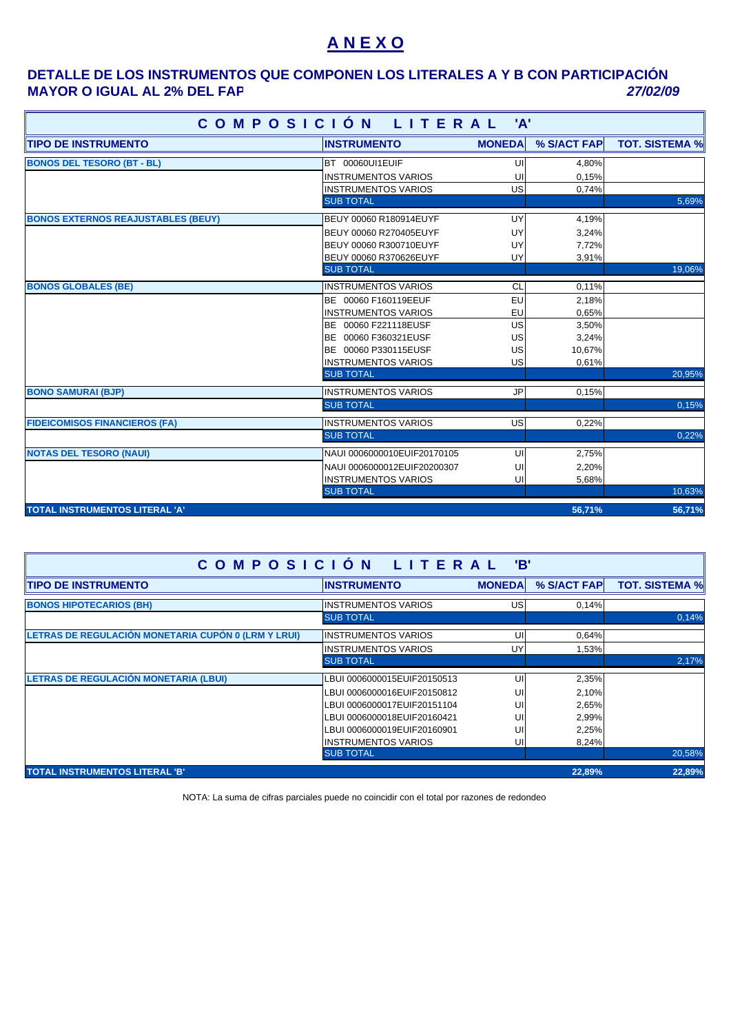# A N E X O

## DETALLE DE LOS INSTRUMENTOS QUE COMPONEN LOS LITERALES A Y B CON PARTICIPACIÓN MAYOR O IGUAL AL 2% DEL FAP

*27/02/09*

### C O M P O S I C I Ó N L I T E R A L 'A'

| TIPO DE INSTRUMENTO | INSTRUMENTO | MONEDA | % S/ACT FAP | TOT. SISTEMA % |
|---|---|---|---|---|
| BONOS DEL TESORO (BT - BL) | BT 00060UI1EUIF | UI | 4,80% | |
| | INSTRUMENTOS VARIOS | UI | 0,15% | |
| | INSTRUMENTOS VARIOS | US | 0,74% | |
| | SUB TOTAL | | | 5,69% |
| BONOS EXTERNOS REAJUSTABLES (BEUY) | BEUY 00060 R180914EUYF | UY | 4,19% | |
| | BEUY 00060 R270405EUYF | UY | 3,24% | |
| | BEUY 00060 R300710EUYF | UY | 7,72% | |
| | BEUY 00060 R370626EUYF | UY | 3,91% | |
| | SUB TOTAL | | | 19,06% |
| BONOS GLOBALES (BE) | INSTRUMENTOS VARIOS | CL | 0,11% | |
| | BE 00060 F160119EEUF | EU | 2,18% | |
| | INSTRUMENTOS VARIOS | EU | 0,65% | |
| | BE 00060 F221118EUSF | US | 3,50% | |
| | BE 00060 F360321EUSF | US | 3,24% | |
| | BE 00060 P330115EUSF | US | 10,67% | |
| | INSTRUMENTOS VARIOS | US | 0,61% | |
| | SUB TOTAL | | | 20,95% |
| BONO SAMURAI (BJP) | INSTRUMENTOS VARIOS | JP | 0,15% | |
| | SUB TOTAL | | | 0,15% |
| FIDEICOMISOS FINANCIEROS (FA) | INSTRUMENTOS VARIOS | US | 0,22% | |
| | SUB TOTAL | | | 0,22% |
| NOTAS DEL TESORO (NAUI) | NAUI 0006000010EUIF20170105 | UI | 2,75% | |
| | NAUI 0006000012EUIF20200307 | UI | 2,20% | |
| | INSTRUMENTOS VARIOS | UI | 5,68% | |
| | SUB TOTAL | | | 10,63% |
| TOTAL INSTRUMENTOS LITERAL 'A' | | | 56,71% | 56,71% |

### C O M P O S I C I Ó N L I T E R A L 'B'

| TIPO DE INSTRUMENTO | INSTRUMENTO | MONEDA | % S/ACT FAP | TOT. SISTEMA % |
|---|---|---|---|---|
| BONOS HIPOTECARIOS (BH) | INSTRUMENTOS VARIOS | US | 0,14% | |
| | SUB TOTAL | | | 0,14% |
| LETRAS DE REGULACIÓN MONETARIA CUPÓN 0 (LRM Y LRUI) | INSTRUMENTOS VARIOS | UI | 0,64% | |
| | INSTRUMENTOS VARIOS | UY | 1,53% | |
| | SUB TOTAL | | | 2,17% |
| LETRAS DE REGULACIÓN MONETARIA (LBUI) | LBUI 0006000015EUIF20150513 | UI | 2,35% | |
| | LBUI 0006000016EUIF20150812 | UI | 2,10% | |
| | LBUI 0006000017EUIF20151104 | UI | 2,65% | |
| | LBUI 0006000018EUIF20160421 | UI | 2,99% | |
| | LBUI 0006000019EUIF20160901 | UI | 2,25% | |
| | INSTRUMENTOS VARIOS | UI | 8,24% | |
| | SUB TOTAL | | | 20,58% |
| TOTAL INSTRUMENTOS LITERAL 'B' | | | 22,89% | 22,89% |

NOTA: La suma de cifras parciales puede no coincidir con el total por razones de redondeo